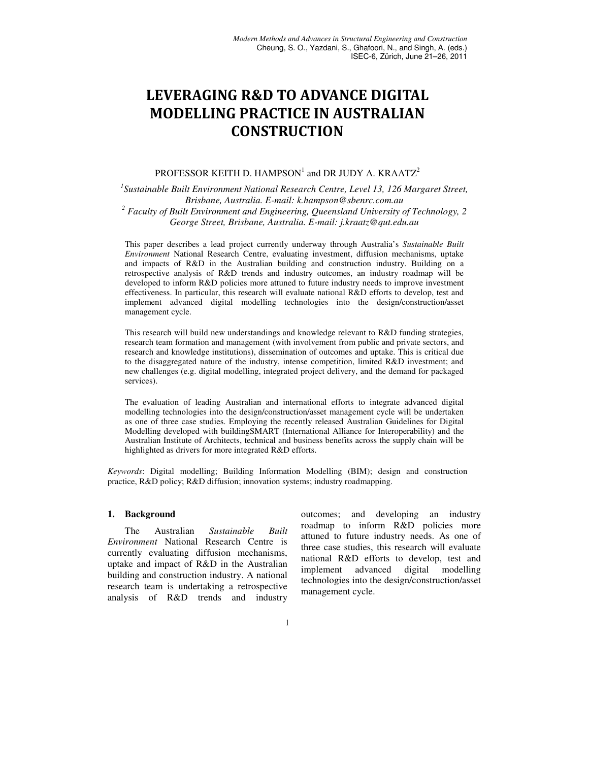# LEVERAGING R&D TO ADVANCE DIGITAL MODELLING PRACTICE IN AUSTRALIAN CONSTRUCTION

PROFESSOR KEITH D. HAMPSON[1] and DR JUDY A. KRAATZ[2]

[1]*Sustainable Built Environment National Research Centre, Level 13, 126 Margaret Street, Brisbane, Australia. E-mail: k.hampson@sbenrc.com.au*
[2] *Faculty of Built Environment and Engineering, Queensland University of Technology, 2 George Street, Brisbane, Australia. E-mail: j.kraatz@qut.edu.au*

This paper describes a lead project currently underway through Australia's *Sustainable Built Environment* National Research Centre, evaluating investment, diffusion mechanisms, uptake and impacts of R&D in the Australian building and construction industry. Building on a retrospective analysis of R&D trends and industry outcomes, an industry roadmap will be developed to inform R&D policies more attuned to future industry needs to improve investment effectiveness. In particular, this research will evaluate national R&D efforts to develop, test and implement advanced digital modelling technologies into the design/construction/asset management cycle.

This research will build new understandings and knowledge relevant to R&D funding strategies, research team formation and management (with involvement from public and private sectors, and research and knowledge institutions), dissemination of outcomes and uptake. This is critical due to the disaggregated nature of the industry, intense competition, limited R&D investment; and new challenges (e.g. digital modelling, integrated project delivery, and the demand for packaged services).

The evaluation of leading Australian and international efforts to integrate advanced digital modelling technologies into the design/construction/asset management cycle will be undertaken as one of three case studies. Employing the recently released Australian Guidelines for Digital Modelling developed with buildingSMART (International Alliance for Interoperability) and the Australian Institute of Architects, technical and business benefits across the supply chain will be highlighted as drivers for more integrated R&D efforts.

*Keywords*: Digital modelling; Building Information Modelling (BIM); design and construction practice, R&D policy; R&D diffusion; innovation systems; industry roadmapping.

## 1. Background

The Australian *Sustainable Built Environment* National Research Centre is currently evaluating diffusion mechanisms, uptake and impact of R&D in the Australian building and construction industry. A national research team is undertaking a retrospective analysis of R&D trends and industry outcomes; and developing an industry roadmap to inform R&D policies more attuned to future industry needs. As one of three case studies, this research will evaluate national R&D efforts to develop, test and implement advanced digital modelling technologies into the design/construction/asset management cycle.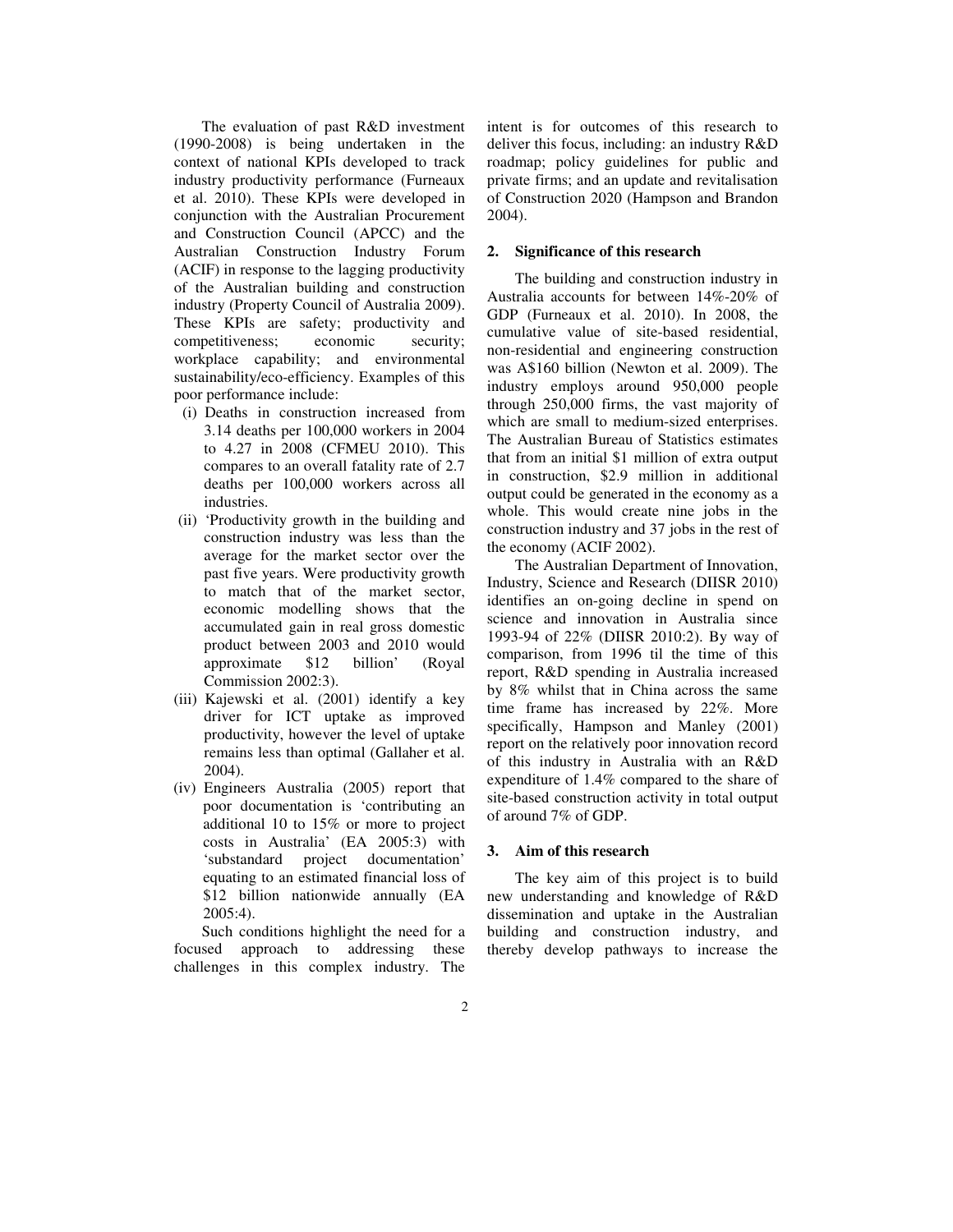The evaluation of past R&D investment (1990-2008) is being undertaken in the context of national KPIs developed to track industry productivity performance (Furneaux et al. 2010). These KPIs were developed in conjunction with the Australian Procurement and Construction Council (APCC) and the Australian Construction Industry Forum (ACIF) in response to the lagging productivity of the Australian building and construction industry (Property Council of Australia 2009). These KPIs are safety; productivity and competitiveness; economic security; workplace capability; and environmental sustainability/eco-efficiency. Examples of this poor performance include:

(i) Deaths in construction increased from 3.14 deaths per 100,000 workers in 2004 to 4.27 in 2008 (CFMEU 2010). This compares to an overall fatality rate of 2.7 deaths per 100,000 workers across all industries.

(ii) 'Productivity growth in the building and construction industry was less than the average for the market sector over the past five years. Were productivity growth to match that of the market sector, economic modelling shows that the accumulated gain in real gross domestic product between 2003 and 2010 would approximate $12 billion' (Royal Commission 2002:3).

(iii) Kajewski et al. (2001) identify a key driver for ICT uptake as improved productivity, however the level of uptake remains less than optimal (Gallaher et al. 2004).

(iv) Engineers Australia (2005) report that poor documentation is 'contributing an additional 10 to 15% or more to project costs in Australia' (EA 2005:3) with 'substandard project documentation' equating to an estimated financial loss of $12 billion nationwide annually (EA 2005:4).

Such conditions highlight the need for a focused approach to addressing these challenges in this complex industry. The intent is for outcomes of this research to deliver this focus, including: an industry R&D roadmap; policy guidelines for public and private firms; and an update and revitalisation of Construction 2020 (Hampson and Brandon 2004).

## 2. Significance of this research

The building and construction industry in Australia accounts for between 14%-20% of GDP (Furneaux et al. 2010). In 2008, the cumulative value of site-based residential, non-residential and engineering construction was A$160 billion (Newton et al. 2009). The industry employs around 950,000 people through 250,000 firms, the vast majority of which are small to medium-sized enterprises. The Australian Bureau of Statistics estimates that from an initial $1 million of extra output in construction, $2.9 million in additional output could be generated in the economy as a whole. This would create nine jobs in the construction industry and 37 jobs in the rest of the economy (ACIF 2002).

The Australian Department of Innovation, Industry, Science and Research (DIISR 2010) identifies an on-going decline in spend on science and innovation in Australia since 1993-94 of 22% (DIISR 2010:2). By way of comparison, from 1996 til the time of this report, R&D spending in Australia increased by 8% whilst that in China across the same time frame has increased by 22%. More specifically, Hampson and Manley (2001) report on the relatively poor innovation record of this industry in Australia with an R&D expenditure of 1.4% compared to the share of site-based construction activity in total output of around 7% of GDP.

## 3. Aim of this research

The key aim of this project is to build new understanding and knowledge of R&D dissemination and uptake in the Australian building and construction industry, and thereby develop pathways to increase the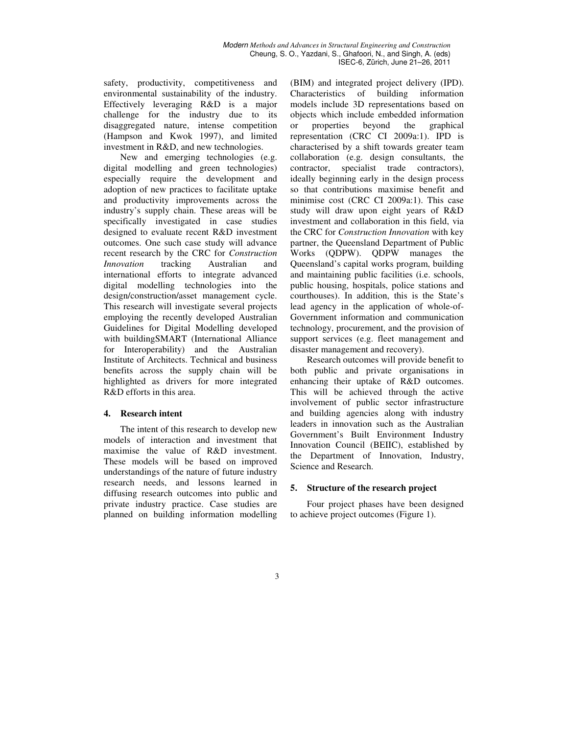safety, productivity, competitiveness and environmental sustainability of the industry. Effectively leveraging R&D is a major challenge for the industry due to its disaggregated nature, intense competition (Hampson and Kwok 1997), and limited investment in R&D, and new technologies.

New and emerging technologies (e.g. digital modelling and green technologies) especially require the development and adoption of new practices to facilitate uptake and productivity improvements across the industry's supply chain. These areas will be specifically investigated in case studies designed to evaluate recent R&D investment outcomes. One such case study will advance recent research by the CRC for *Construction Innovation* tracking Australian and international efforts to integrate advanced digital modelling technologies into the design/construction/asset management cycle. This research will investigate several projects employing the recently developed Australian Guidelines for Digital Modelling developed with buildingSMART (International Alliance for Interoperability) and the Australian Institute of Architects. Technical and business benefits across the supply chain will be highlighted as drivers for more integrated R&D efforts in this area.

## 4. Research intent

The intent of this research to develop new models of interaction and investment that maximise the value of R&D investment. These models will be based on improved understandings of the nature of future industry research needs, and lessons learned in diffusing research outcomes into public and private industry practice. Case studies are planned on building information modelling (BIM) and integrated project delivery (IPD). Characteristics of building information models include 3D representations based on objects which include embedded information or properties beyond the graphical representation (CRC CI 2009a:1). IPD is characterised by a shift towards greater team collaboration (e.g. design consultants, the contractor, specialist trade contractors), ideally beginning early in the design process so that contributions maximise benefit and minimise cost (CRC CI 2009a:1). This case study will draw upon eight years of R&D investment and collaboration in this field, via the CRC for *Construction Innovation* with key partner, the Queensland Department of Public Works (QDPW). QDPW manages the Queensland's capital works program, building and maintaining public facilities (i.e. schools, public housing, hospitals, police stations and courthouses). In addition, this is the State's lead agency in the application of whole-of-Government information and communication technology, procurement, and the provision of support services (e.g. fleet management and disaster management and recovery).

Research outcomes will provide benefit to both public and private organisations in enhancing their uptake of R&D outcomes. This will be achieved through the active involvement of public sector infrastructure and building agencies along with industry leaders in innovation such as the Australian Government's Built Environment Industry Innovation Council (BEIIC), established by the Department of Innovation, Industry, Science and Research.

## 5. Structure of the research project

Four project phases have been designed to achieve project outcomes (Figure 1).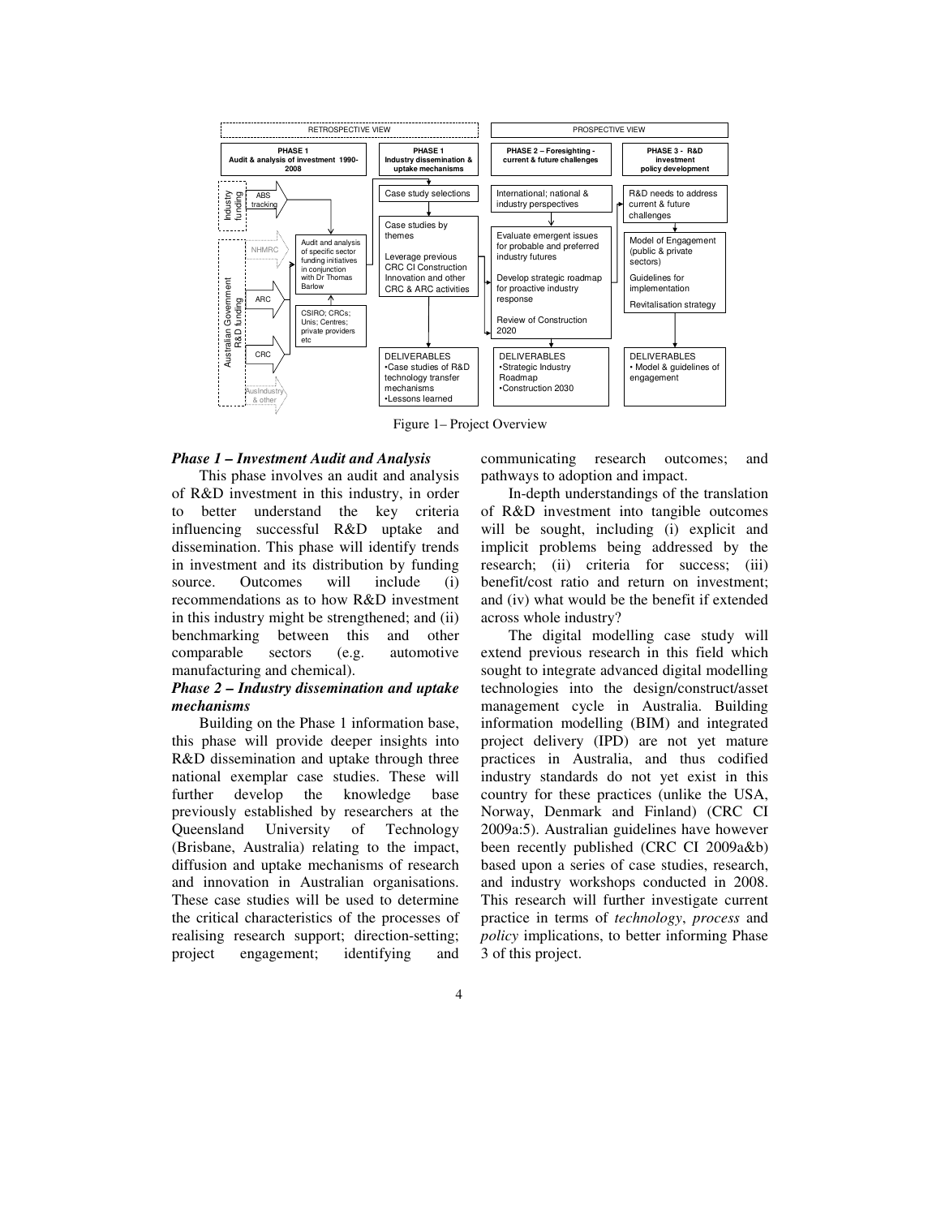RETROSPECTIVE VIEW

PROSPECTIVE VIEW

**PHASE 1**
**Audit & analysis of investment 1990-2008**

**PHASE 1**
**Industry dissemination & uptake mechanisms**

**PHASE 2 – Foresighting - current & future challenges**

**PHASE 3 - R&D investment policy development**

Industry funding: ABS tracking

Australian Government R&D funding: NHMRC; ARC; CRC; AusIndustry & other

Audit and analysis of specific sector funding initiatives in conjunction with Dr Thomas Barlow

CSIRO; CRCs; Unis; Centres; private providers etc

Case study selections

Case studies by themes

Leverage previous CRC CI Construction Innovation and other CRC & ARC activities

DELIVERABLES
•Case studies of R&D technology transfer mechanisms
•Lessons learned

International; national & industry perspectives

Evaluate emergent issues for probable and preferred industry futures

Develop strategic roadmap for proactive industry response

Review of Construction 2020

DELIVERABLES
•Strategic Industry Roadmap
•Construction 2030

R&D needs to address current & future challenges

Model of Engagement (public & private sectors)

Guidelines for implementation

Revitalisation strategy

DELIVERABLES
• Model & guidelines of engagement

Figure 1– Project Overview

### *Phase 1 – Investment Audit and Analysis*

This phase involves an audit and analysis of R&D investment in this industry, in order to better understand the key criteria influencing successful R&D uptake and dissemination. This phase will identify trends in investment and its distribution by funding source. Outcomes will include (i) recommendations as to how R&D investment in this industry might be strengthened; and (ii) benchmarking between this and other comparable sectors (e.g. automotive manufacturing and chemical).

### *Phase 2 – Industry dissemination and uptake mechanisms*

Building on the Phase 1 information base, this phase will provide deeper insights into R&D dissemination and uptake through three national exemplar case studies. These will further develop the knowledge base previously established by researchers at the Queensland University of Technology (Brisbane, Australia) relating to the impact, diffusion and uptake mechanisms of research and innovation in Australian organisations. These case studies will be used to determine the critical characteristics of the processes of realising research support; direction-setting; project engagement; identifying and communicating research outcomes; and pathways to adoption and impact.

In-depth understandings of the translation of R&D investment into tangible outcomes will be sought, including (i) explicit and implicit problems being addressed by the research; (ii) criteria for success; (iii) benefit/cost ratio and return on investment; and (iv) what would be the benefit if extended across whole industry?

The digital modelling case study will extend previous research in this field which sought to integrate advanced digital modelling technologies into the design/construct/asset management cycle in Australia. Building information modelling (BIM) and integrated project delivery (IPD) are not yet mature practices in Australia, and thus codified industry standards do not yet exist in this country for these practices (unlike the USA, Norway, Denmark and Finland) (CRC CI 2009a:5). Australian guidelines have however been recently published (CRC CI 2009a&b) based upon a series of case studies, research, and industry workshops conducted in 2008. This research will further investigate current practice in terms of *technology*, *process* and *policy* implications, to better informing Phase 3 of this project.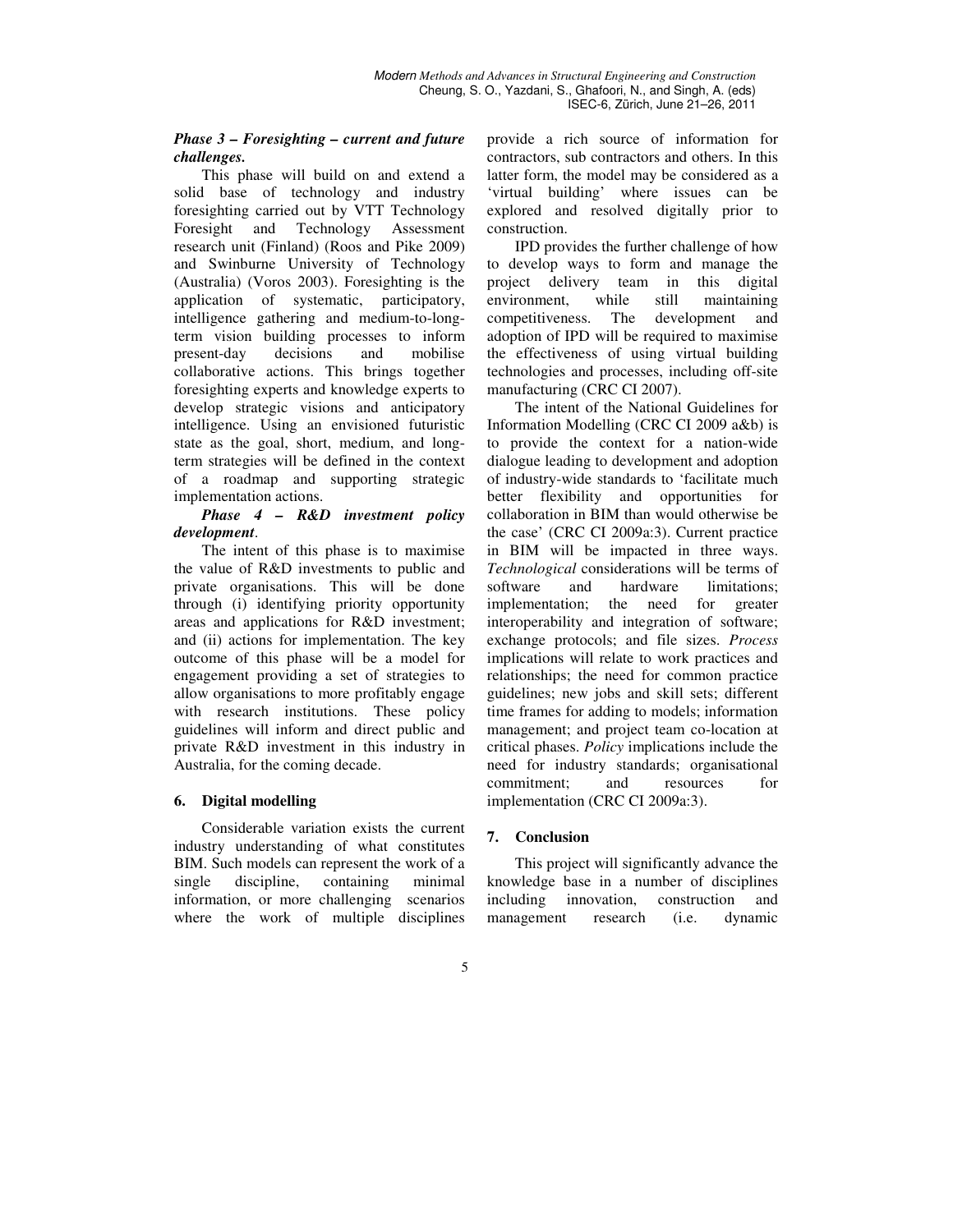*Phase 3 – Foresighting – current and future challenges.*

This phase will build on and extend a solid base of technology and industry foresighting carried out by VTT Technology Foresight and Technology Assessment research unit (Finland) (Roos and Pike 2009) and Swinburne University of Technology (Australia) (Voros 2003). Foresighting is the application of systematic, participatory, intelligence gathering and medium-to-long-term vision building processes to inform present-day decisions and mobilise collaborative actions. This brings together foresighting experts and knowledge experts to develop strategic visions and anticipatory intelligence. Using an envisioned futuristic state as the goal, short, medium, and long-term strategies will be defined in the context of a roadmap and supporting strategic implementation actions.

*Phase 4 – R&D investment policy development*.

The intent of this phase is to maximise the value of R&D investments to public and private organisations. This will be done through (i) identifying priority opportunity areas and applications for R&D investment; and (ii) actions for implementation. The key outcome of this phase will be a model for engagement providing a set of strategies to allow organisations to more profitably engage with research institutions. These policy guidelines will inform and direct public and private R&D investment in this industry in Australia, for the coming decade.

## 6. Digital modelling

Considerable variation exists the current industry understanding of what constitutes BIM. Such models can represent the work of a single discipline, containing minimal information, or more challenging scenarios where the work of multiple disciplines provide a rich source of information for contractors, sub contractors and others. In this latter form, the model may be considered as a 'virtual building' where issues can be explored and resolved digitally prior to construction.

IPD provides the further challenge of how to develop ways to form and manage the project delivery team in this digital environment, while still maintaining competitiveness. The development and adoption of IPD will be required to maximise the effectiveness of using virtual building technologies and processes, including off-site manufacturing (CRC CI 2007).

The intent of the National Guidelines for Information Modelling (CRC CI 2009 a&b) is to provide the context for a nation-wide dialogue leading to development and adoption of industry-wide standards to 'facilitate much better flexibility and opportunities for collaboration in BIM than would otherwise be the case' (CRC CI 2009a:3). Current practice in BIM will be impacted in three ways. *Technological* considerations will be terms of software and hardware limitations; implementation; the need for greater interoperability and integration of software; exchange protocols; and file sizes. *Process* implications will relate to work practices and relationships; the need for common practice guidelines; new jobs and skill sets; different time frames for adding to models; information management; and project team co-location at critical phases. *Policy* implications include the need for industry standards; organisational commitment; and resources for implementation (CRC CI 2009a:3).

## 7. Conclusion

This project will significantly advance the knowledge base in a number of disciplines including innovation, construction and management research (i.e. dynamic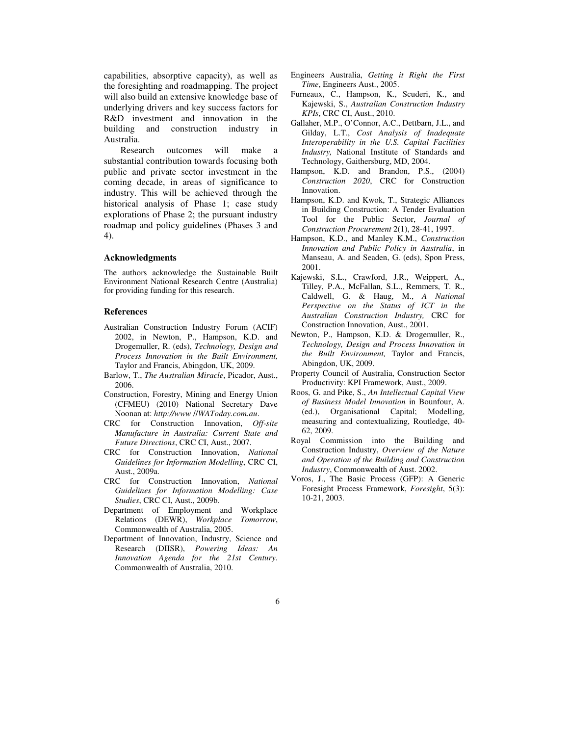capabilities, absorptive capacity), as well as the foresighting and roadmapping. The project will also build an extensive knowledge base of underlying drivers and key success factors for R&D investment and innovation in the building and construction industry in Australia.

Research outcomes will make a substantial contribution towards focusing both public and private sector investment in the coming decade, in areas of significance to industry. This will be achieved through the historical analysis of Phase 1; case study explorations of Phase 2; the pursuant industry roadmap and policy guidelines (Phases 3 and 4).

### Acknowledgments

The authors acknowledge the Sustainable Built Environment National Research Centre (Australia) for providing funding for this research.

### References

- Australian Construction Industry Forum (ACIF) 2002, in Newton, P., Hampson, K.D. and Drogemuller, R. (eds), *Technology, Design and Process Innovation in the Built Environment,* Taylor and Francis, Abingdon, UK, 2009.
- Barlow, T., *The Australian Miracle*, Picador, Aust., 2006.
- Construction, Forestry, Mining and Energy Union (CFMEU) (2010) National Secretary Dave Noonan at: *http://www //WAToday.com.au*.
- CRC for Construction Innovation, *Off-site Manufacture in Australia: Current State and Future Directions*, CRC CI, Aust., 2007.
- CRC for Construction Innovation, *National Guidelines for Information Modelling*, CRC CI, Aust., 2009a.
- CRC for Construction Innovation, *National Guidelines for Information Modelling: Case Studies*, CRC CI, Aust., 2009b.
- Department of Employment and Workplace Relations (DEWR), *Workplace Tomorrow*, Commonwealth of Australia, 2005.
- Department of Innovation, Industry, Science and Research (DIISR), *Powering Ideas: An Innovation Agenda for the 21st Century*. Commonwealth of Australia, 2010.
- Engineers Australia, *Getting it Right the First Time*, Engineers Aust., 2005.
- Furneaux, C., Hampson, K., Scuderi, K., and Kajewski, S., *Australian Construction Industry KPIs*, CRC CI, Aust., 2010.
- Gallaher, M.P., O'Connor, A.C., Dettbarn, J.L., and Gilday, L.T., *Cost Analysis of Inadequate Interoperability in the U.S. Capital Facilities Industry,* National Institute of Standards and Technology, Gaithersburg, MD, 2004.
- Hampson, K.D. and Brandon, P.S., (2004) *Construction 2020*, CRC for Construction Innovation.
- Hampson, K.D. and Kwok, T., Strategic Alliances in Building Construction: A Tender Evaluation Tool for the Public Sector, *Journal of Construction Procurement* 2(1), 28-41, 1997.
- Hampson, K.D., and Manley K.M., *Construction Innovation and Public Policy in Australia*, in Manseau, A. and Seaden, G. (eds), Spon Press, 2001.
- Kajewski, S.L., Crawford, J.R., Weippert, A., Tilley, P.A., McFallan, S.L., Remmers, T. R., Caldwell, G. & Haug, M., *A National Perspective on the Status of ICT in the Australian Construction Industry,* CRC for Construction Innovation, Aust., 2001.
- Newton, P., Hampson, K.D. & Drogemuller, R., *Technology, Design and Process Innovation in the Built Environment,* Taylor and Francis, Abingdon, UK, 2009.
- Property Council of Australia, Construction Sector Productivity: KPI Framework, Aust., 2009.
- Roos, G. and Pike, S., *An Intellectual Capital View of Business Model Innovation* in Bounfour, A. (ed.), Organisational Capital; Modelling, measuring and contextualizing, Routledge, 40-62, 2009.
- Royal Commission into the Building and Construction Industry, *Overview of the Nature and Operation of the Building and Construction Industry*, Commonwealth of Aust. 2002.
- Voros, J., The Basic Process (GFP): A Generic Foresight Process Framework, *Foresight*, 5(3): 10-21, 2003.